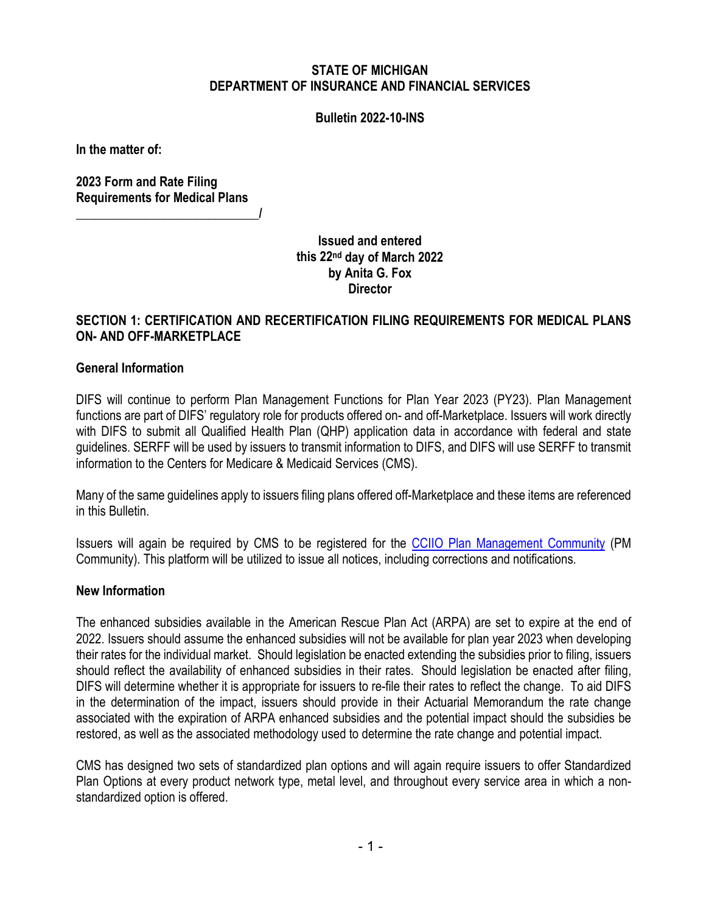**STATE OF MICHIGAN**
**DEPARTMENT OF INSURANCE AND FINANCIAL SERVICES**

**Bulletin 2022-10-INS**

**In the matter of:**

**2023 Form and Rate Filing**
**Requirements for Medical Plans**
**\_\_\_\_\_\_\_\_\_\_\_\_\_\_\_\_\_\_\_\_\_\_\_\_\_\_\_\_/**

**Issued and entered**
**this 22nd day of March 2022**
**by Anita G. Fox**
**Director**

## SECTION 1: CERTIFICATION AND RECERTIFICATION FILING REQUIREMENTS FOR MEDICAL PLANS ON- AND OFF-MARKETPLACE

### General Information

DIFS will continue to perform Plan Management Functions for Plan Year 2023 (PY23). Plan Management functions are part of DIFS' regulatory role for products offered on- and off-Marketplace. Issuers will work directly with DIFS to submit all Qualified Health Plan (QHP) application data in accordance with federal and state guidelines. SERFF will be used by issuers to transmit information to DIFS, and DIFS will use SERFF to transmit information to the Centers for Medicare & Medicaid Services (CMS).

Many of the same guidelines apply to issuers filing plans offered off-Marketplace and these items are referenced in this Bulletin.

Issuers will again be required by CMS to be registered for the CCIIO Plan Management Community (PM Community). This platform will be utilized to issue all notices, including corrections and notifications.

### New Information

The enhanced subsidies available in the American Rescue Plan Act (ARPA) are set to expire at the end of 2022. Issuers should assume the enhanced subsidies will not be available for plan year 2023 when developing their rates for the individual market. Should legislation be enacted extending the subsidies prior to filing, issuers should reflect the availability of enhanced subsidies in their rates. Should legislation be enacted after filing, DIFS will determine whether it is appropriate for issuers to re-file their rates to reflect the change. To aid DIFS in the determination of the impact, issuers should provide in their Actuarial Memorandum the rate change associated with the expiration of ARPA enhanced subsidies and the potential impact should the subsidies be restored, as well as the associated methodology used to determine the rate change and potential impact.

CMS has designed two sets of standardized plan options and will again require issuers to offer Standardized Plan Options at every product network type, metal level, and throughout every service area in which a non-standardized option is offered.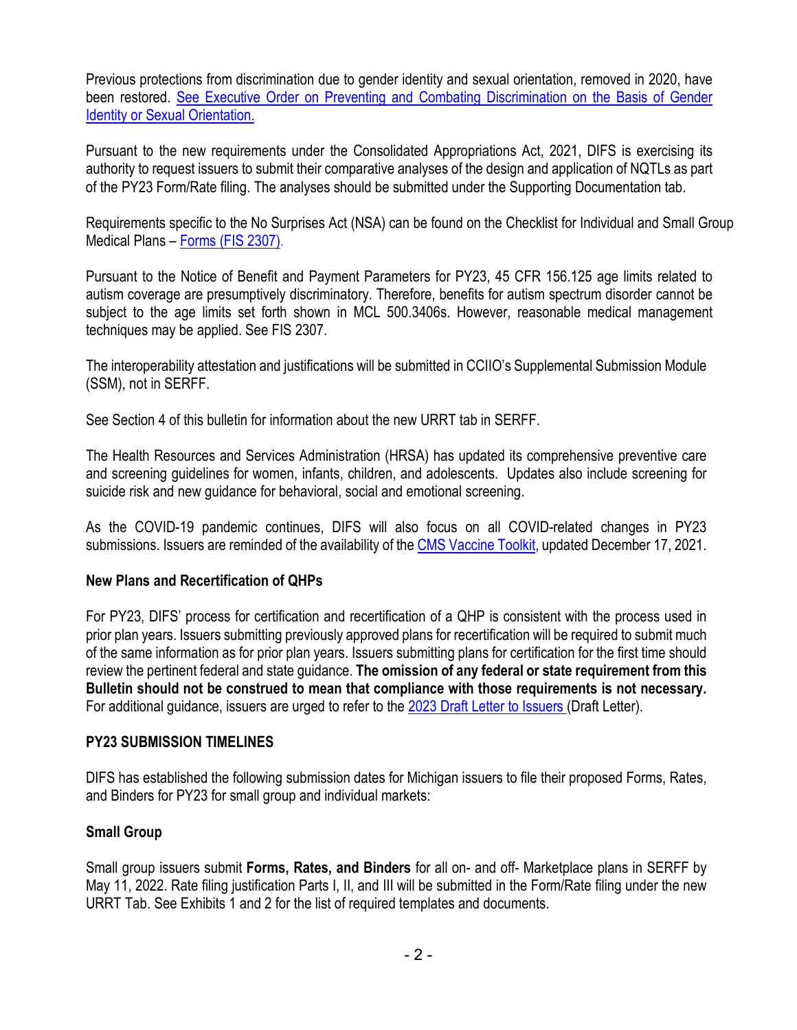Previous protections from discrimination due to gender identity and sexual orientation, removed in 2020, have been restored. [See Executive Order on Preventing and Combating Discrimination on the Basis of Gender Identity or Sexual Orientation.]

Pursuant to the new requirements under the Consolidated Appropriations Act, 2021, DIFS is exercising its authority to request issuers to submit their comparative analyses of the design and application of NQTLs as part of the PY23 Form/Rate filing. The analyses should be submitted under the Supporting Documentation tab.

Requirements specific to the No Surprises Act (NSA) can be found on the Checklist for Individual and Small Group Medical Plans – [Forms (FIS 2307)].

Pursuant to the Notice of Benefit and Payment Parameters for PY23, 45 CFR 156.125 age limits related to autism coverage are presumptively discriminatory. Therefore, benefits for autism spectrum disorder cannot be subject to the age limits set forth shown in MCL 500.3406s. However, reasonable medical management techniques may be applied. See FIS 2307.

The interoperability attestation and justifications will be submitted in CCIIO's Supplemental Submission Module (SSM), not in SERFF.

See Section 4 of this bulletin for information about the new URRT tab in SERFF.

The Health Resources and Services Administration (HRSA) has updated its comprehensive preventive care and screening guidelines for women, infants, children, and adolescents. Updates also include screening for suicide risk and new guidance for behavioral, social and emotional screening.

As the COVID-19 pandemic continues, DIFS will also focus on all COVID-related changes in PY23 submissions. Issuers are reminded of the availability of the [CMS Vaccine Toolkit], updated December 17, 2021.

**New Plans and Recertification of QHPs**

For PY23, DIFS' process for certification and recertification of a QHP is consistent with the process used in prior plan years. Issuers submitting previously approved plans for recertification will be required to submit much of the same information as for prior plan years. Issuers submitting plans for certification for the first time should review the pertinent federal and state guidance. **The omission of any federal or state requirement from this Bulletin should not be construed to mean that compliance with those requirements is not necessary.** For additional guidance, issuers are urged to refer to the [2023 Draft Letter to Issuers] (Draft Letter).

**PY23 SUBMISSION TIMELINES**

DIFS has established the following submission dates for Michigan issuers to file their proposed Forms, Rates, and Binders for PY23 for small group and individual markets:

**Small Group**

Small group issuers submit **Forms, Rates, and Binders** for all on- and off- Marketplace plans in SERFF by May 11, 2022. Rate filing justification Parts I, II, and III will be submitted in the Form/Rate filing under the new URRT Tab. See Exhibits 1 and 2 for the list of required templates and documents.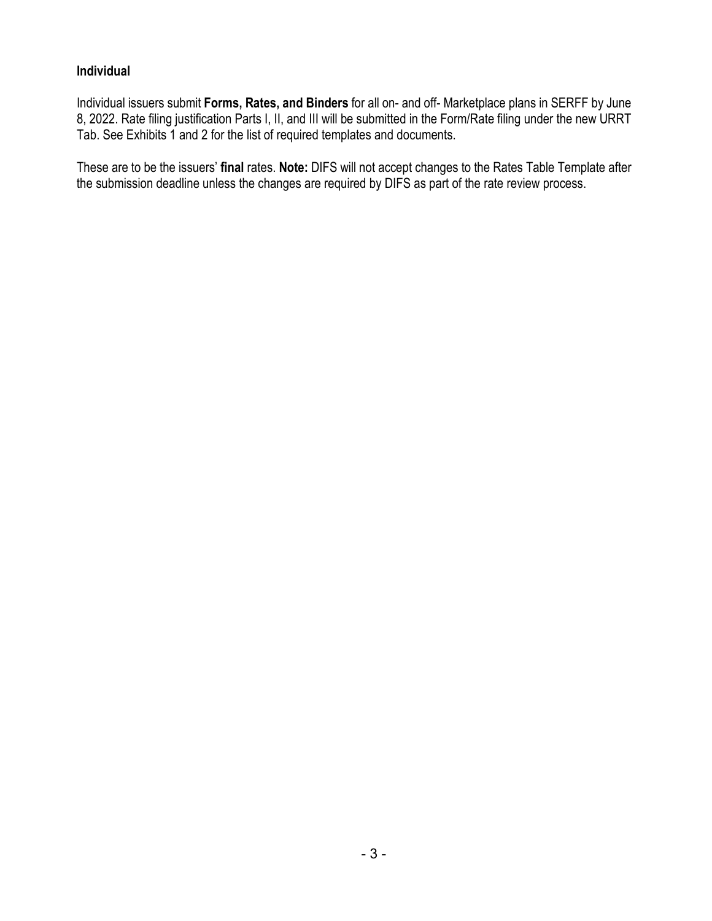### Individual

Individual issuers submit **Forms, Rates, and Binders** for all on- and off- Marketplace plans in SERFF by June 8, 2022. Rate filing justification Parts I, II, and III will be submitted in the Form/Rate filing under the new URRT Tab. See Exhibits 1 and 2 for the list of required templates and documents.

These are to be the issuers' **final** rates. **Note:** DIFS will not accept changes to the Rates Table Template after the submission deadline unless the changes are required by DIFS as part of the rate review process.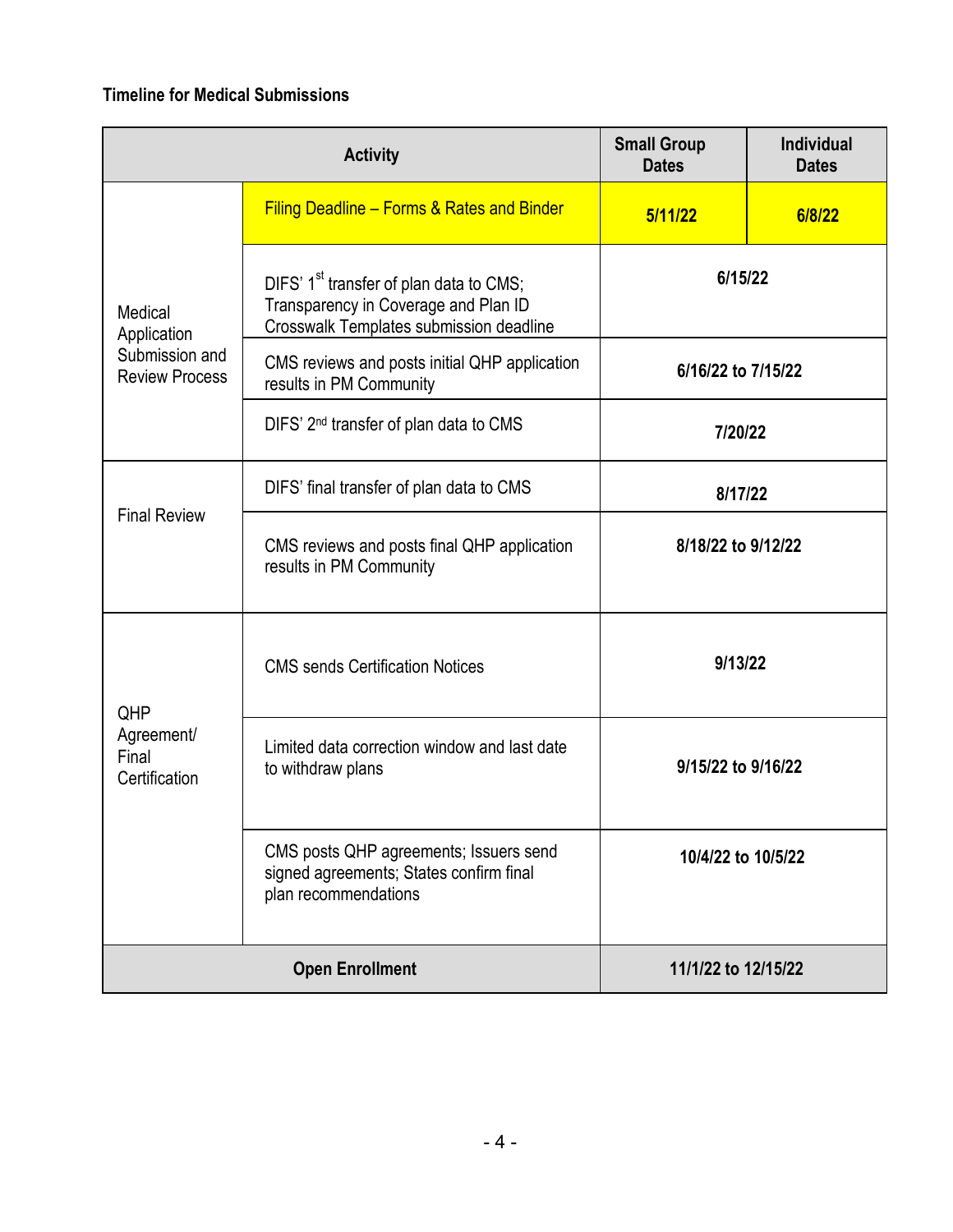**Timeline for Medical Submissions**

| Activity | | Small Group Dates | Individual Dates |
|---|---|---|---|
| Medical Application Submission and Review Process | Filing Deadline – Forms & Rates and Binder | **5/11/22** | **6/8/22** |
| | DIFS' 1st transfer of plan data to CMS; Transparency in Coverage and Plan ID Crosswalk Templates submission deadline | **6/15/22** | |
| | CMS reviews and posts initial QHP application results in PM Community | **6/16/22 to 7/15/22** | |
| | DIFS' 2nd transfer of plan data to CMS | **7/20/22** | |
| Final Review | DIFS' final transfer of plan data to CMS | **8/17/22** | |
| | CMS reviews and posts final QHP application results in PM Community | **8/18/22 to 9/12/22** | |
| QHP Agreement/ Final Certification | CMS sends Certification Notices | **9/13/22** | |
| | Limited data correction window and last date to withdraw plans | **9/15/22 to 9/16/22** | |
| | CMS posts QHP agreements; Issuers send signed agreements; States confirm final plan recommendations | **10/4/22 to 10/5/22** | |
| **Open Enrollment** | | **11/1/22 to 12/15/22** | |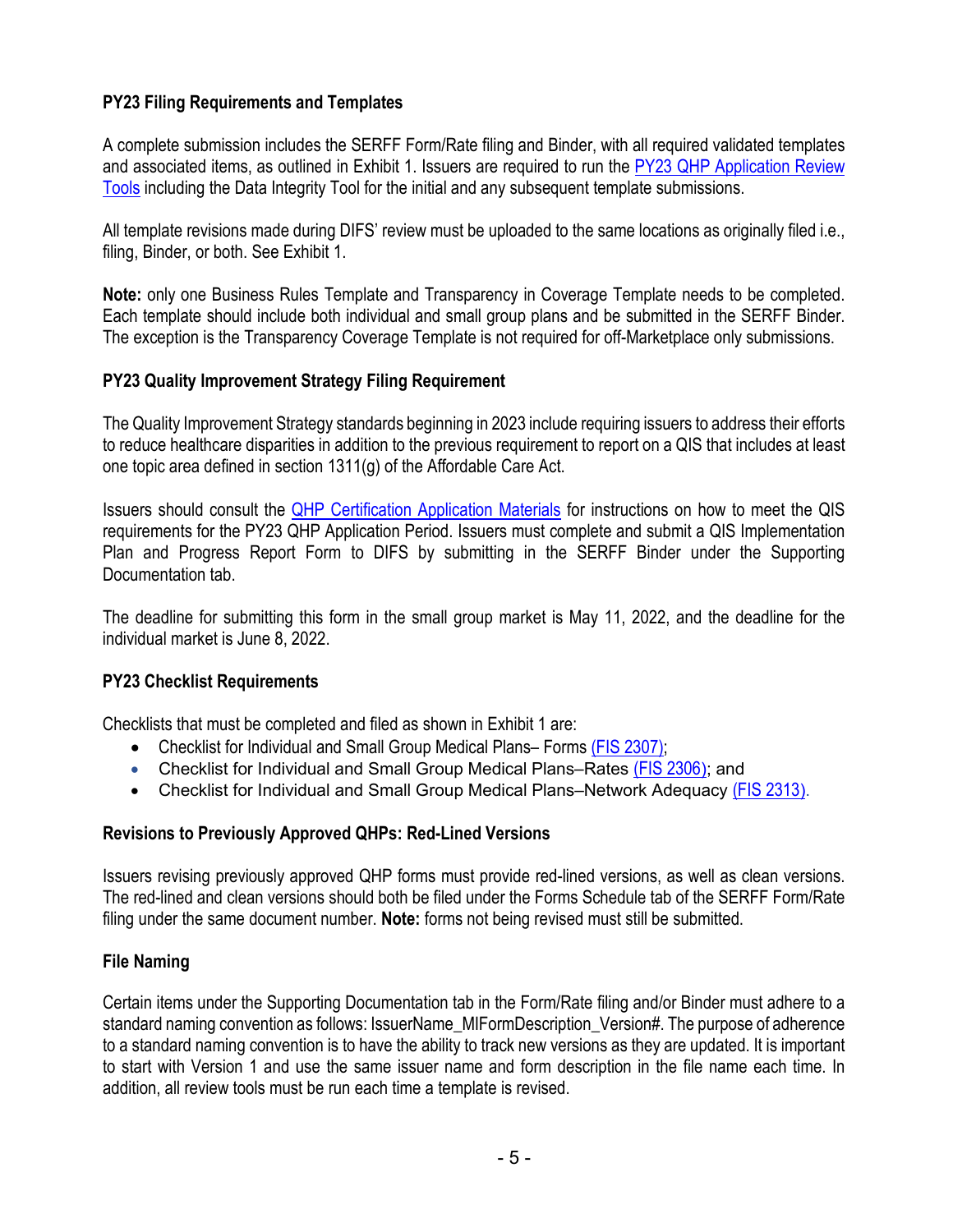**PY23 Filing Requirements and Templates**

A complete submission includes the SERFF Form/Rate filing and Binder, with all required validated templates and associated items, as outlined in Exhibit 1. Issuers are required to run the PY23 QHP Application Review Tools including the Data Integrity Tool for the initial and any subsequent template submissions.

All template revisions made during DIFS' review must be uploaded to the same locations as originally filed i.e., filing, Binder, or both. See Exhibit 1.

**Note:** only one Business Rules Template and Transparency in Coverage Template needs to be completed. Each template should include both individual and small group plans and be submitted in the SERFF Binder. The exception is the Transparency Coverage Template is not required for off-Marketplace only submissions.

**PY23 Quality Improvement Strategy Filing Requirement**

The Quality Improvement Strategy standards beginning in 2023 include requiring issuers to address their efforts to reduce healthcare disparities in addition to the previous requirement to report on a QIS that includes at least one topic area defined in section 1311(g) of the Affordable Care Act.

Issuers should consult the QHP Certification Application Materials for instructions on how to meet the QIS requirements for the PY23 QHP Application Period. Issuers must complete and submit a QIS Implementation Plan and Progress Report Form to DIFS by submitting in the SERFF Binder under the Supporting Documentation tab.

The deadline for submitting this form in the small group market is May 11, 2022, and the deadline for the individual market is June 8, 2022.

**PY23 Checklist Requirements**

Checklists that must be completed and filed as shown in Exhibit 1 are:

- Checklist for Individual and Small Group Medical Plans– Forms (FIS 2307);
- Checklist for Individual and Small Group Medical Plans–Rates (FIS 2306); and
- Checklist for Individual and Small Group Medical Plans–Network Adequacy (FIS 2313).

**Revisions to Previously Approved QHPs: Red-Lined Versions**

Issuers revising previously approved QHP forms must provide red-lined versions, as well as clean versions. The red-lined and clean versions should both be filed under the Forms Schedule tab of the SERFF Form/Rate filing under the same document number. **Note:** forms not being revised must still be submitted.

**File Naming**

Certain items under the Supporting Documentation tab in the Form/Rate filing and/or Binder must adhere to a standard naming convention as follows: IssuerName_MIFormDescription_Version#. The purpose of adherence to a standard naming convention is to have the ability to track new versions as they are updated. It is important to start with Version 1 and use the same issuer name and form description in the file name each time. In addition, all review tools must be run each time a template is revised.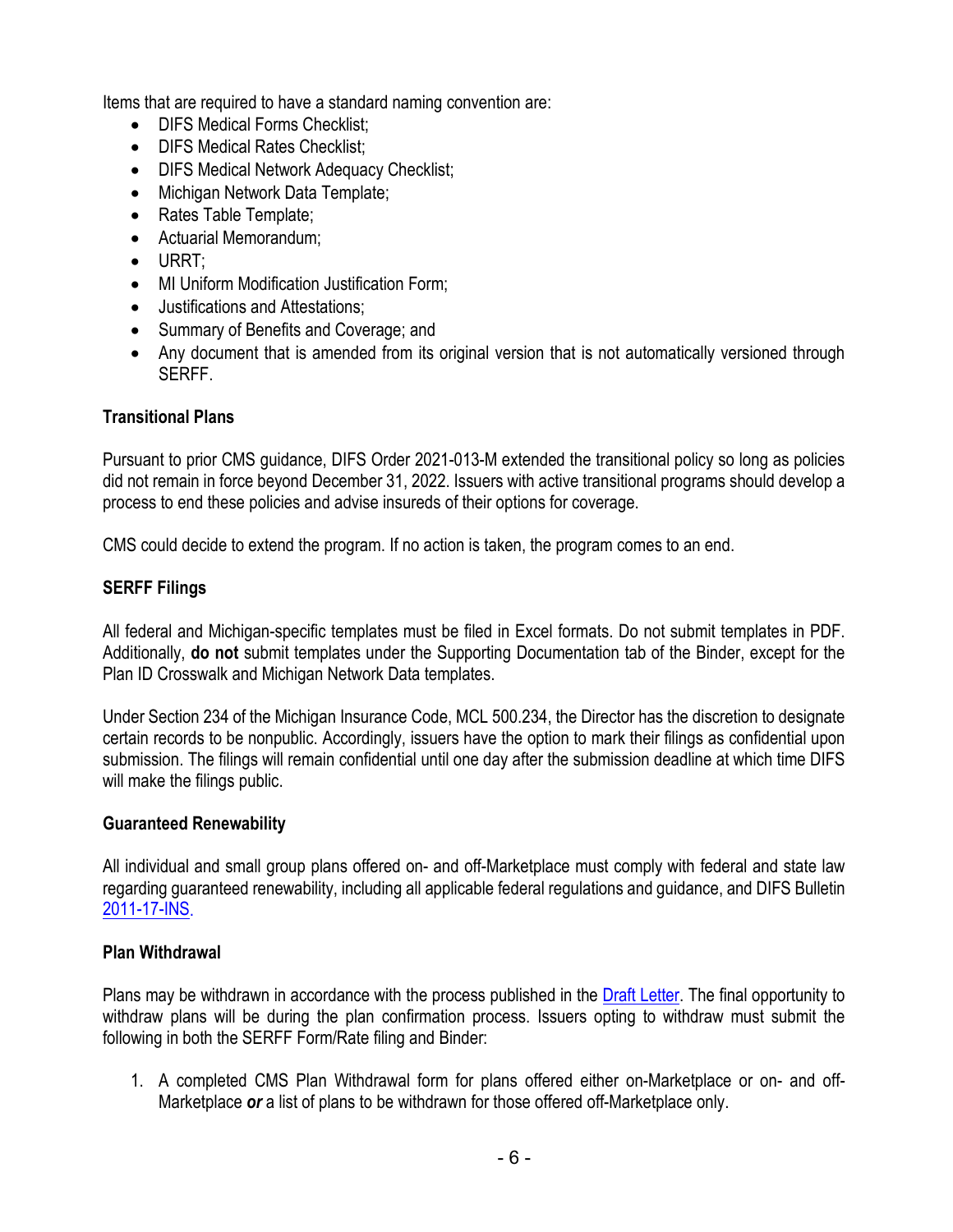Items that are required to have a standard naming convention are:

- DIFS Medical Forms Checklist;
- DIFS Medical Rates Checklist;
- DIFS Medical Network Adequacy Checklist;
- Michigan Network Data Template;
- Rates Table Template;
- Actuarial Memorandum;
- URRT;
- MI Uniform Modification Justification Form;
- Justifications and Attestations;
- Summary of Benefits and Coverage; and
- Any document that is amended from its original version that is not automatically versioned through SERFF.

**Transitional Plans**

Pursuant to prior CMS guidance, DIFS Order 2021-013-M extended the transitional policy so long as policies did not remain in force beyond December 31, 2022. Issuers with active transitional programs should develop a process to end these policies and advise insureds of their options for coverage.

CMS could decide to extend the program. If no action is taken, the program comes to an end.

**SERFF Filings**

All federal and Michigan-specific templates must be filed in Excel formats. Do not submit templates in PDF. Additionally, **do not** submit templates under the Supporting Documentation tab of the Binder, except for the Plan ID Crosswalk and Michigan Network Data templates.

Under Section 234 of the Michigan Insurance Code, MCL 500.234, the Director has the discretion to designate certain records to be nonpublic. Accordingly, issuers have the option to mark their filings as confidential upon submission. The filings will remain confidential until one day after the submission deadline at which time DIFS will make the filings public.

**Guaranteed Renewability**

All individual and small group plans offered on- and off-Marketplace must comply with federal and state law regarding guaranteed renewability, including all applicable federal regulations and guidance, and DIFS Bulletin 2011-17-INS.

**Plan Withdrawal**

Plans may be withdrawn in accordance with the process published in the Draft Letter. The final opportunity to withdraw plans will be during the plan confirmation process. Issuers opting to withdraw must submit the following in both the SERFF Form/Rate filing and Binder:

1. A completed CMS Plan Withdrawal form for plans offered either on-Marketplace or on- and off-Marketplace ***or*** a list of plans to be withdrawn for those offered off-Marketplace only.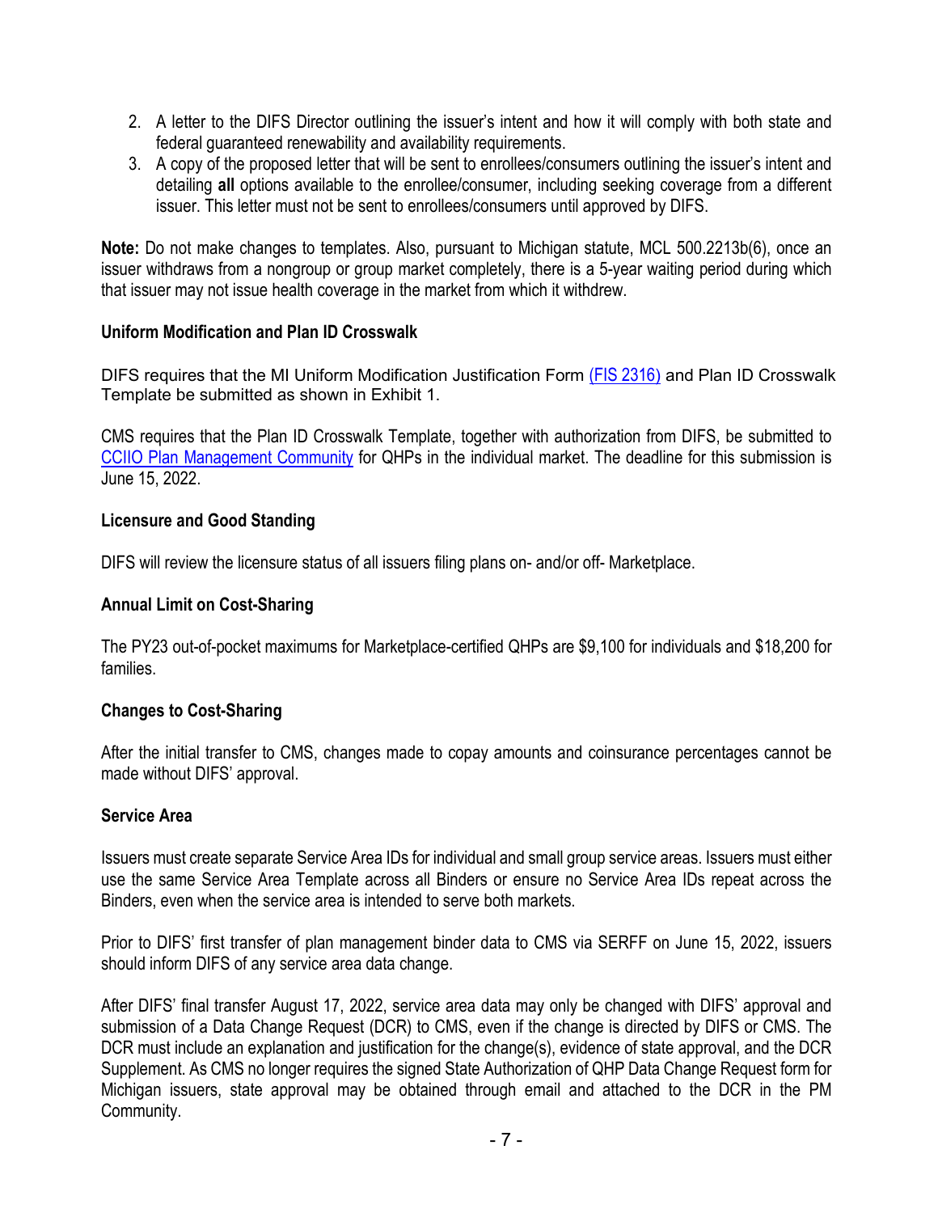2. A letter to the DIFS Director outlining the issuer's intent and how it will comply with both state and federal guaranteed renewability and availability requirements.
3. A copy of the proposed letter that will be sent to enrollees/consumers outlining the issuer's intent and detailing **all** options available to the enrollee/consumer, including seeking coverage from a different issuer. This letter must not be sent to enrollees/consumers until approved by DIFS.

**Note:** Do not make changes to templates. Also, pursuant to Michigan statute, MCL 500.2213b(6), once an issuer withdraws from a nongroup or group market completely, there is a 5-year waiting period during which that issuer may not issue health coverage in the market from which it withdrew.

**Uniform Modification and Plan ID Crosswalk**

DIFS requires that the MI Uniform Modification Justification Form (FIS 2316) and Plan ID Crosswalk Template be submitted as shown in Exhibit 1.

CMS requires that the Plan ID Crosswalk Template, together with authorization from DIFS, be submitted to CCIIO Plan Management Community for QHPs in the individual market. The deadline for this submission is June 15, 2022.

**Licensure and Good Standing**

DIFS will review the licensure status of all issuers filing plans on- and/or off- Marketplace.

**Annual Limit on Cost-Sharing**

The PY23 out-of-pocket maximums for Marketplace-certified QHPs are $9,100 for individuals and $18,200 for families.

**Changes to Cost-Sharing**

After the initial transfer to CMS, changes made to copay amounts and coinsurance percentages cannot be made without DIFS' approval.

**Service Area**

Issuers must create separate Service Area IDs for individual and small group service areas. Issuers must either use the same Service Area Template across all Binders or ensure no Service Area IDs repeat across the Binders, even when the service area is intended to serve both markets.

Prior to DIFS' first transfer of plan management binder data to CMS via SERFF on June 15, 2022, issuers should inform DIFS of any service area data change.

After DIFS' final transfer August 17, 2022, service area data may only be changed with DIFS' approval and submission of a Data Change Request (DCR) to CMS, even if the change is directed by DIFS or CMS. The DCR must include an explanation and justification for the change(s), evidence of state approval, and the DCR Supplement. As CMS no longer requires the signed State Authorization of QHP Data Change Request form for Michigan issuers, state approval may be obtained through email and attached to the DCR in the PM Community.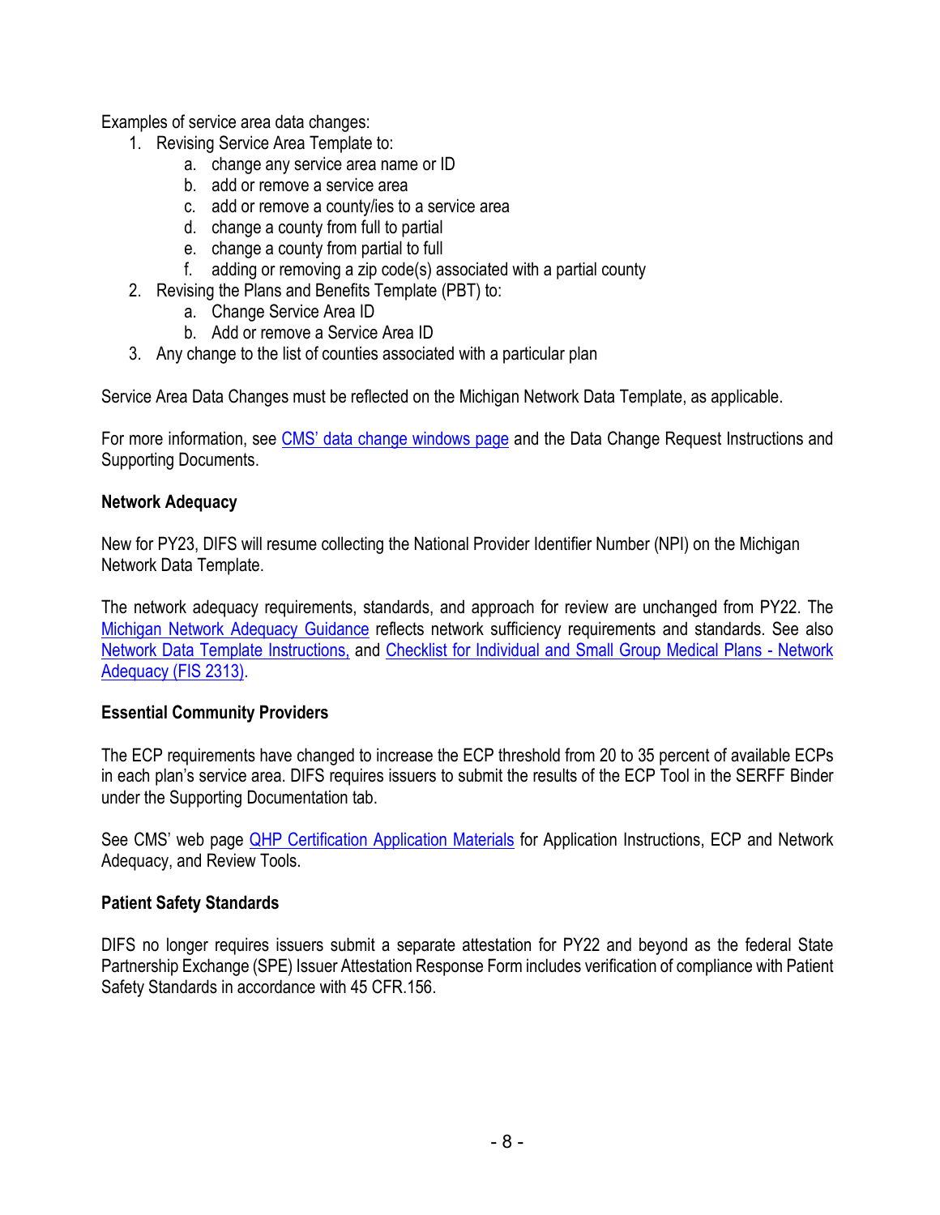Examples of service area data changes:

1. Revising Service Area Template to:
   a. change any service area name or ID
   b. add or remove a service area
   c. add or remove a county/ies to a service area
   d. change a county from full to partial
   e. change a county from partial to full
   f. adding or removing a zip code(s) associated with a partial county
2. Revising the Plans and Benefits Template (PBT) to:
   a. Change Service Area ID
   b. Add or remove a Service Area ID
3. Any change to the list of counties associated with a particular plan

Service Area Data Changes must be reflected on the Michigan Network Data Template, as applicable.

For more information, see CMS' data change windows page and the Data Change Request Instructions and Supporting Documents.

**Network Adequacy**

New for PY23, DIFS will resume collecting the National Provider Identifier Number (NPI) on the Michigan Network Data Template.

The network adequacy requirements, standards, and approach for review are unchanged from PY22. The Michigan Network Adequacy Guidance reflects network sufficiency requirements and standards. See also Network Data Template Instructions, and Checklist for Individual and Small Group Medical Plans - Network Adequacy (FIS 2313).

**Essential Community Providers**

The ECP requirements have changed to increase the ECP threshold from 20 to 35 percent of available ECPs in each plan's service area. DIFS requires issuers to submit the results of the ECP Tool in the SERFF Binder under the Supporting Documentation tab.

See CMS' web page QHP Certification Application Materials for Application Instructions, ECP and Network Adequacy, and Review Tools.

**Patient Safety Standards**

DIFS no longer requires issuers submit a separate attestation for PY22 and beyond as the federal State Partnership Exchange (SPE) Issuer Attestation Response Form includes verification of compliance with Patient Safety Standards in accordance with 45 CFR.156.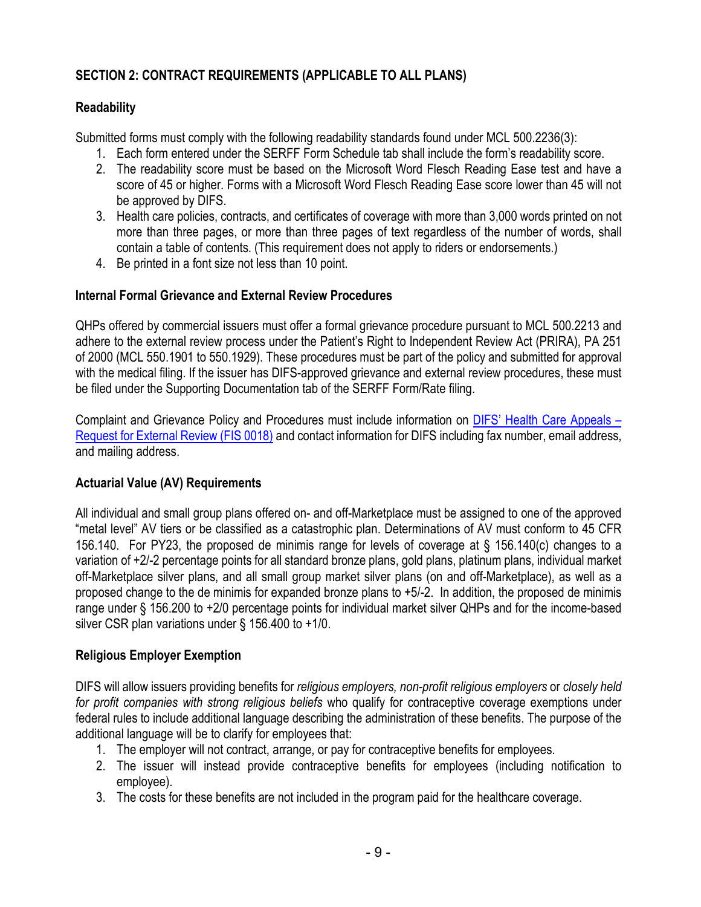## SECTION 2: CONTRACT REQUIREMENTS (APPLICABLE TO ALL PLANS)

### Readability

Submitted forms must comply with the following readability standards found under MCL 500.2236(3):

1. Each form entered under the SERFF Form Schedule tab shall include the form's readability score.
2. The readability score must be based on the Microsoft Word Flesch Reading Ease test and have a score of 45 or higher. Forms with a Microsoft Word Flesch Reading Ease score lower than 45 will not be approved by DIFS.
3. Health care policies, contracts, and certificates of coverage with more than 3,000 words printed on not more than three pages, or more than three pages of text regardless of the number of words, shall contain a table of contents. (This requirement does not apply to riders or endorsements.)
4. Be printed in a font size not less than 10 point.

### Internal Formal Grievance and External Review Procedures

QHPs offered by commercial issuers must offer a formal grievance procedure pursuant to MCL 500.2213 and adhere to the external review process under the Patient's Right to Independent Review Act (PRIRA), PA 251 of 2000 (MCL 550.1901 to 550.1929). These procedures must be part of the policy and submitted for approval with the medical filing. If the issuer has DIFS-approved grievance and external review procedures, these must be filed under the Supporting Documentation tab of the SERFF Form/Rate filing.

Complaint and Grievance Policy and Procedures must include information on DIFS' Health Care Appeals – Request for External Review (FIS 0018) and contact information for DIFS including fax number, email address, and mailing address.

### Actuarial Value (AV) Requirements

All individual and small group plans offered on- and off-Marketplace must be assigned to one of the approved "metal level" AV tiers or be classified as a catastrophic plan. Determinations of AV must conform to 45 CFR 156.140. For PY23, the proposed de minimis range for levels of coverage at § 156.140(c) changes to a variation of +2/-2 percentage points for all standard bronze plans, gold plans, platinum plans, individual market off-Marketplace silver plans, and all small group market silver plans (on and off-Marketplace), as well as a proposed change to the de minimis for expanded bronze plans to +5/-2. In addition, the proposed de minimis range under § 156.200 to +2/0 percentage points for individual market silver QHPs and for the income-based silver CSR plan variations under § 156.400 to +1/0.

### Religious Employer Exemption

DIFS will allow issuers providing benefits for *religious employers, non-profit religious employers* or *closely held for profit companies with strong religious beliefs* who qualify for contraceptive coverage exemptions under federal rules to include additional language describing the administration of these benefits. The purpose of the additional language will be to clarify for employees that:

1. The employer will not contract, arrange, or pay for contraceptive benefits for employees.
2. The issuer will instead provide contraceptive benefits for employees (including notification to employee).
3. The costs for these benefits are not included in the program paid for the healthcare coverage.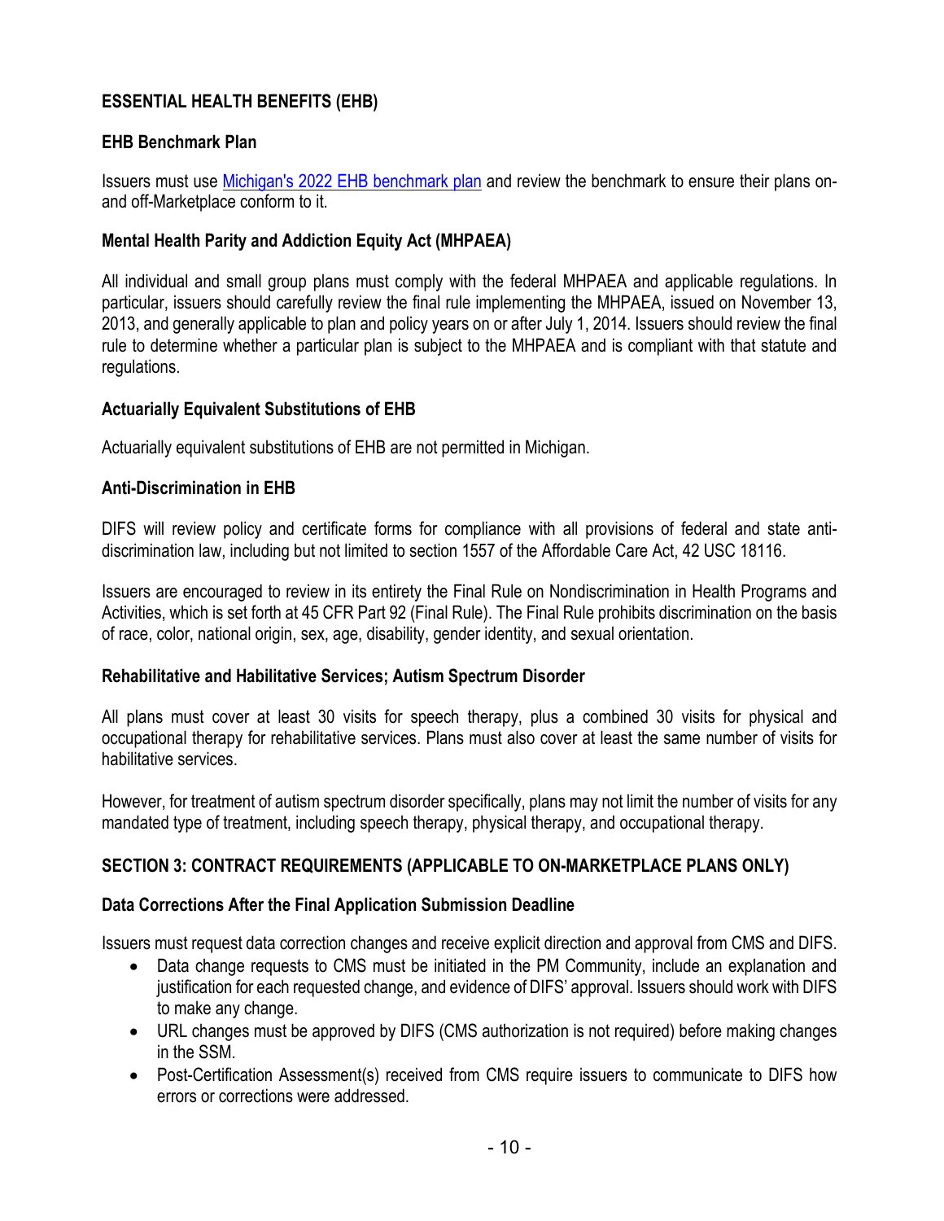## ESSENTIAL HEALTH BENEFITS (EHB)

### EHB Benchmark Plan

Issuers must use Michigan's 2022 EHB benchmark plan and review the benchmark to ensure their plans on- and off-Marketplace conform to it.

### Mental Health Parity and Addiction Equity Act (MHPAEA)

All individual and small group plans must comply with the federal MHPAEA and applicable regulations. In particular, issuers should carefully review the final rule implementing the MHPAEA, issued on November 13, 2013, and generally applicable to plan and policy years on or after July 1, 2014. Issuers should review the final rule to determine whether a particular plan is subject to the MHPAEA and is compliant with that statute and regulations.

### Actuarially Equivalent Substitutions of EHB

Actuarially equivalent substitutions of EHB are not permitted in Michigan.

### Anti-Discrimination in EHB

DIFS will review policy and certificate forms for compliance with all provisions of federal and state anti-discrimination law, including but not limited to section 1557 of the Affordable Care Act, 42 USC 18116.

Issuers are encouraged to review in its entirety the Final Rule on Nondiscrimination in Health Programs and Activities, which is set forth at 45 CFR Part 92 (Final Rule). The Final Rule prohibits discrimination on the basis of race, color, national origin, sex, age, disability, gender identity, and sexual orientation.

### Rehabilitative and Habilitative Services; Autism Spectrum Disorder

All plans must cover at least 30 visits for speech therapy, plus a combined 30 visits for physical and occupational therapy for rehabilitative services. Plans must also cover at least the same number of visits for habilitative services.

However, for treatment of autism spectrum disorder specifically, plans may not limit the number of visits for any mandated type of treatment, including speech therapy, physical therapy, and occupational therapy.

## SECTION 3: CONTRACT REQUIREMENTS (APPLICABLE TO ON-MARKETPLACE PLANS ONLY)

### Data Corrections After the Final Application Submission Deadline

Issuers must request data correction changes and receive explicit direction and approval from CMS and DIFS.

- Data change requests to CMS must be initiated in the PM Community, include an explanation and justification for each requested change, and evidence of DIFS' approval. Issuers should work with DIFS to make any change.
- URL changes must be approved by DIFS (CMS authorization is not required) before making changes in the SSM.
- Post-Certification Assessment(s) received from CMS require issuers to communicate to DIFS how errors or corrections were addressed.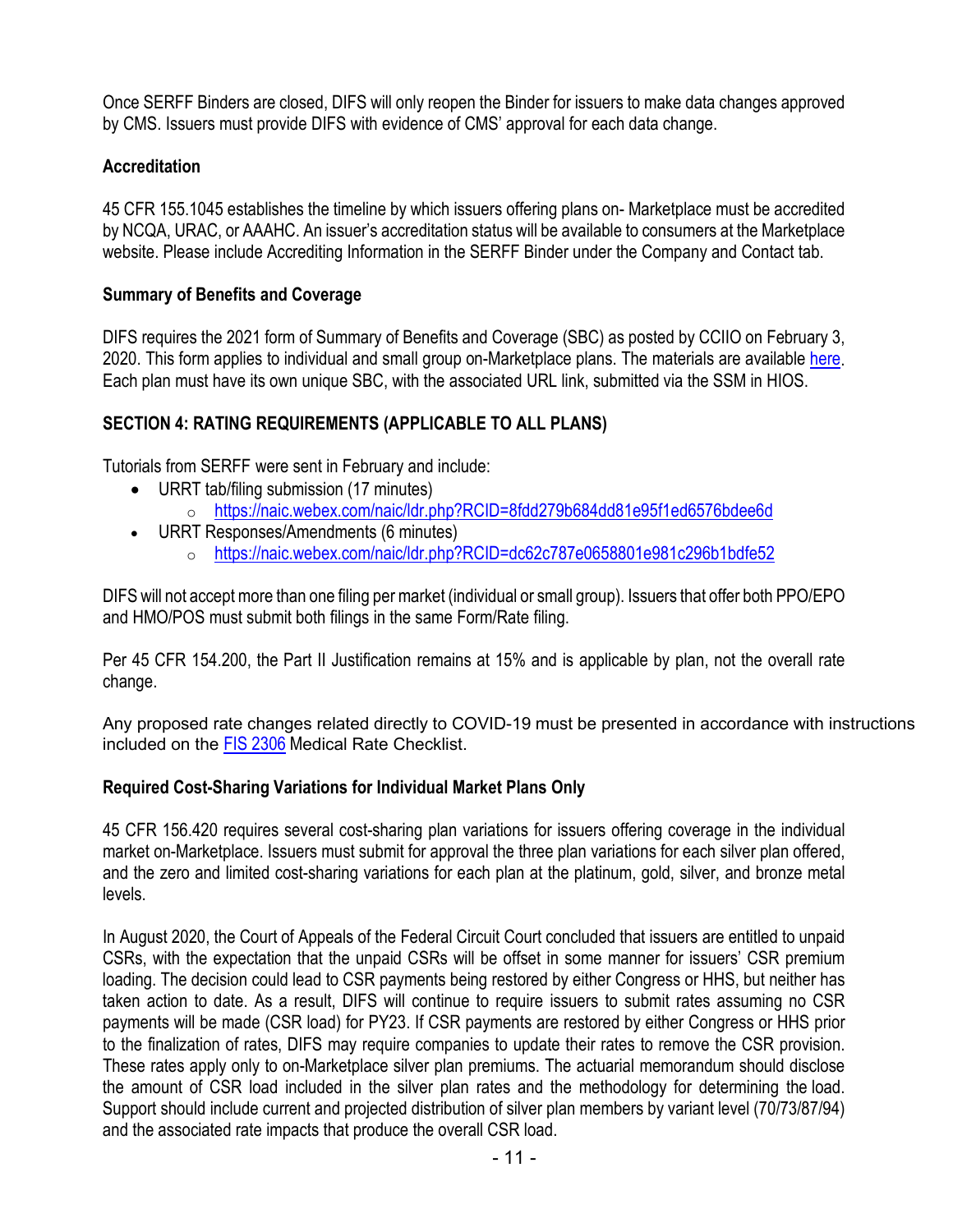Once SERFF Binders are closed, DIFS will only reopen the Binder for issuers to make data changes approved by CMS. Issuers must provide DIFS with evidence of CMS' approval for each data change.

### Accreditation

45 CFR 155.1045 establishes the timeline by which issuers offering plans on- Marketplace must be accredited by NCQA, URAC, or AAAHC. An issuer's accreditation status will be available to consumers at the Marketplace website. Please include Accrediting Information in the SERFF Binder under the Company and Contact tab.

### Summary of Benefits and Coverage

DIFS requires the 2021 form of Summary of Benefits and Coverage (SBC) as posted by CCIIO on February 3, 2020. This form applies to individual and small group on-Marketplace plans. The materials are available here. Each plan must have its own unique SBC, with the associated URL link, submitted via the SSM in HIOS.

## SECTION 4: RATING REQUIREMENTS (APPLICABLE TO ALL PLANS)

Tutorials from SERFF were sent in February and include:

- URRT tab/filing submission (17 minutes)
  - https://naic.webex.com/naic/ldr.php?RCID=8fdd279b684dd81e95f1ed6576bdee6d
- URRT Responses/Amendments (6 minutes)
  - https://naic.webex.com/naic/ldr.php?RCID=dc62c787e0658801e981c296b1bdfe52

DIFS will not accept more than one filing per market (individual or small group). Issuers that offer both PPO/EPO and HMO/POS must submit both filings in the same Form/Rate filing.

Per 45 CFR 154.200, the Part II Justification remains at 15% and is applicable by plan, not the overall rate change.

Any proposed rate changes related directly to COVID-19 must be presented in accordance with instructions included on the FIS 2306 Medical Rate Checklist.

### Required Cost-Sharing Variations for Individual Market Plans Only

45 CFR 156.420 requires several cost-sharing plan variations for issuers offering coverage in the individual market on-Marketplace. Issuers must submit for approval the three plan variations for each silver plan offered, and the zero and limited cost-sharing variations for each plan at the platinum, gold, silver, and bronze metal levels.

In August 2020, the Court of Appeals of the Federal Circuit Court concluded that issuers are entitled to unpaid CSRs, with the expectation that the unpaid CSRs will be offset in some manner for issuers' CSR premium loading. The decision could lead to CSR payments being restored by either Congress or HHS, but neither has taken action to date. As a result, DIFS will continue to require issuers to submit rates assuming no CSR payments will be made (CSR load) for PY23. If CSR payments are restored by either Congress or HHS prior to the finalization of rates, DIFS may require companies to update their rates to remove the CSR provision. These rates apply only to on-Marketplace silver plan premiums. The actuarial memorandum should disclose the amount of CSR load included in the silver plan rates and the methodology for determining the load. Support should include current and projected distribution of silver plan members by variant level (70/73/87/94) and the associated rate impacts that produce the overall CSR load.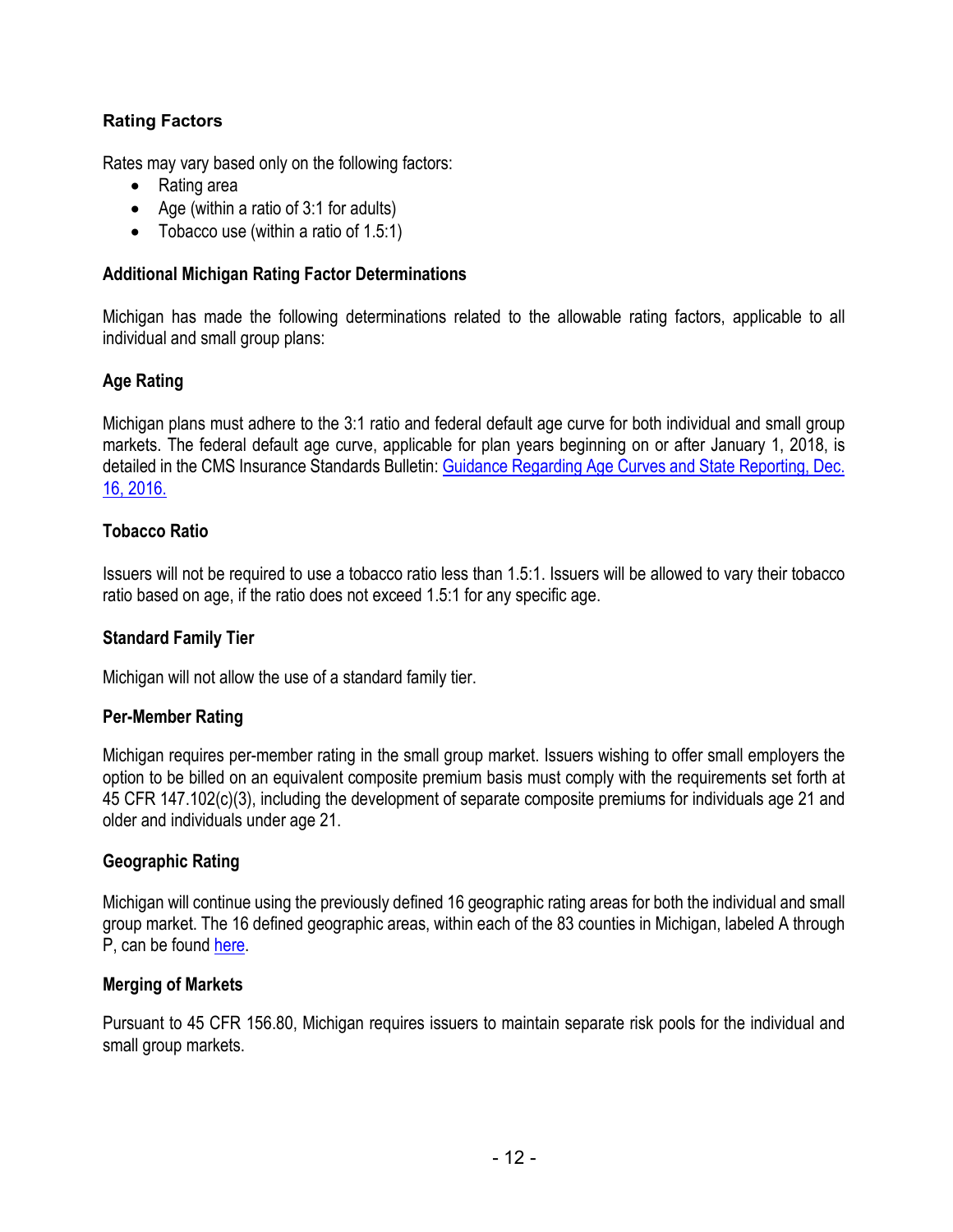## Rating Factors

Rates may vary based only on the following factors:

- Rating area
- Age (within a ratio of 3:1 for adults)
- Tobacco use (within a ratio of 1.5:1)

### Additional Michigan Rating Factor Determinations

Michigan has made the following determinations related to the allowable rating factors, applicable to all individual and small group plans:

### Age Rating

Michigan plans must adhere to the 3:1 ratio and federal default age curve for both individual and small group markets. The federal default age curve, applicable for plan years beginning on or after January 1, 2018, is detailed in the CMS Insurance Standards Bulletin: [Guidance Regarding Age Curves and State Reporting, Dec. 16, 2016.]

### Tobacco Ratio

Issuers will not be required to use a tobacco ratio less than 1.5:1. Issuers will be allowed to vary their tobacco ratio based on age, if the ratio does not exceed 1.5:1 for any specific age.

### Standard Family Tier

Michigan will not allow the use of a standard family tier.

### Per-Member Rating

Michigan requires per-member rating in the small group market. Issuers wishing to offer small employers the option to be billed on an equivalent composite premium basis must comply with the requirements set forth at 45 CFR 147.102(c)(3), including the development of separate composite premiums for individuals age 21 and older and individuals under age 21.

### Geographic Rating

Michigan will continue using the previously defined 16 geographic rating areas for both the individual and small group market. The 16 defined geographic areas, within each of the 83 counties in Michigan, labeled A through P, can be found [here].

### Merging of Markets

Pursuant to 45 CFR 156.80, Michigan requires issuers to maintain separate risk pools for the individual and small group markets.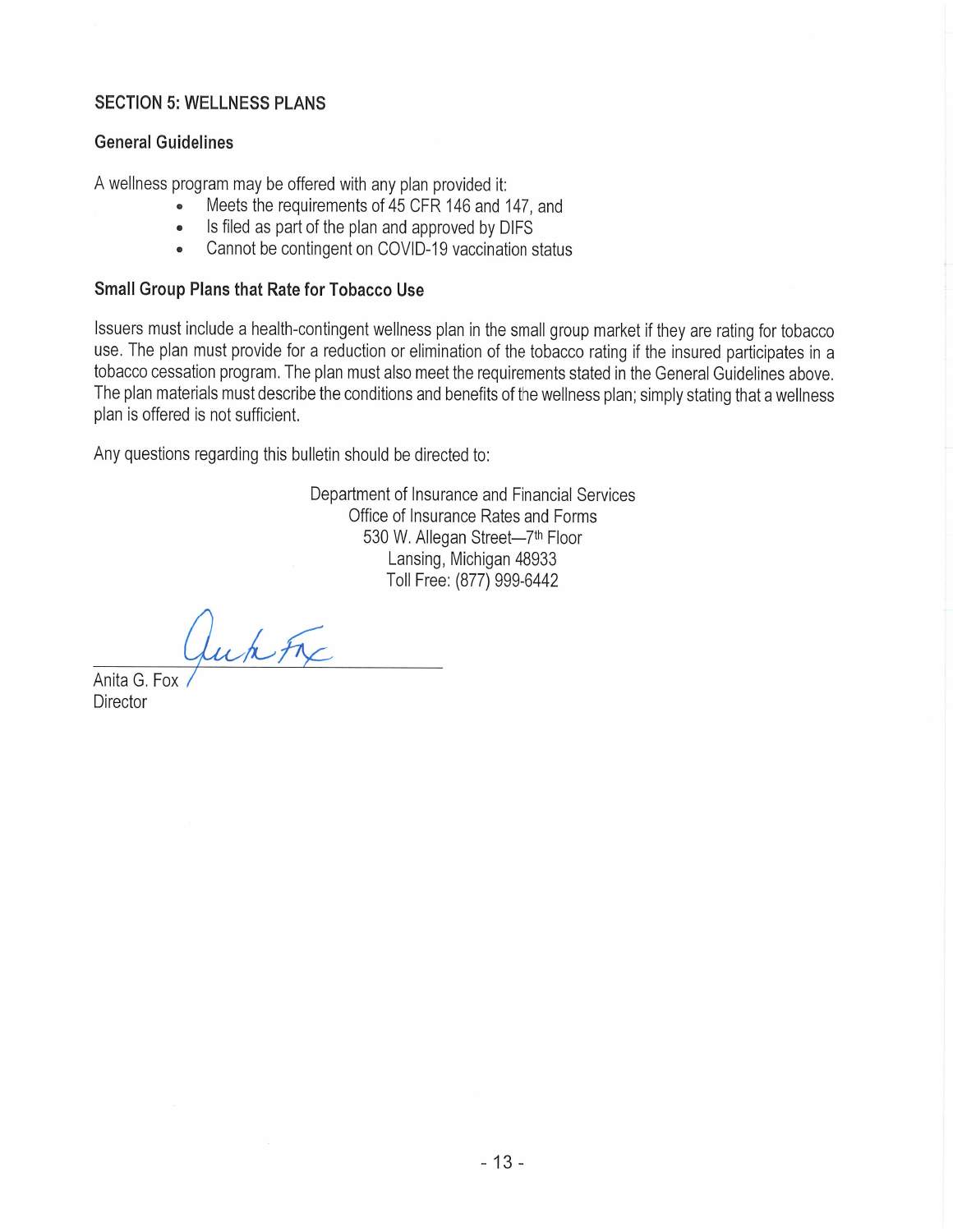## SECTION 5: WELLNESS PLANS

### General Guidelines

A wellness program may be offered with any plan provided it:

- Meets the requirements of 45 CFR 146 and 147, and
- Is filed as part of the plan and approved by DIFS
- Cannot be contingent on COVID-19 vaccination status

### Small Group Plans that Rate for Tobacco Use

Issuers must include a health-contingent wellness plan in the small group market if they are rating for tobacco use. The plan must provide for a reduction or elimination of the tobacco rating if the insured participates in a tobacco cessation program. The plan must also meet the requirements stated in the General Guidelines above. The plan materials must describe the conditions and benefits of the wellness plan; simply stating that a wellness plan is offered is not sufficient.

Any questions regarding this bulletin should be directed to:

Department of Insurance and Financial Services  
Office of Insurance Rates and Forms  
530 W. Allegan Street—7th Floor  
Lansing, Michigan 48933  
Toll Free: (877) 999-6442

Anita G. Fox  
Director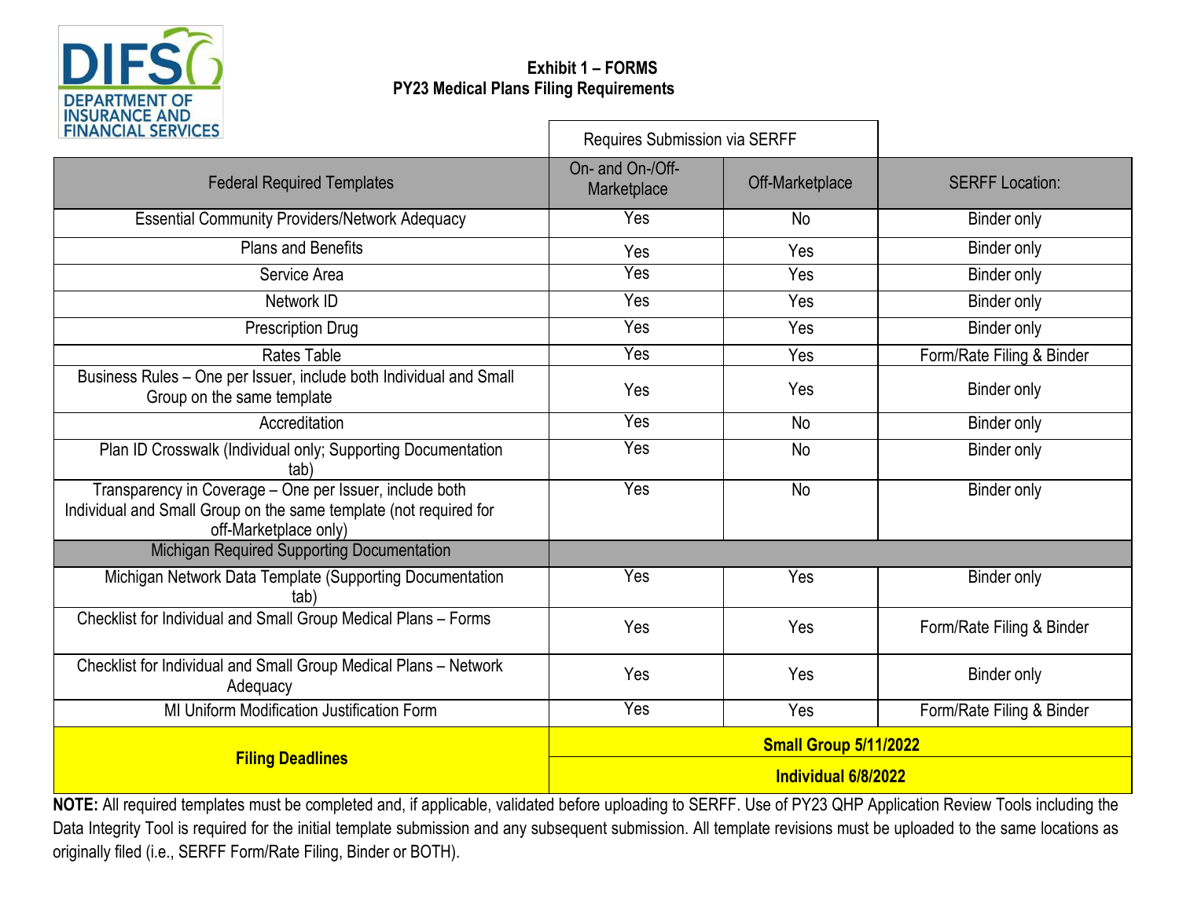DIFS DEPARTMENT OF INSURANCE AND FINANCIAL SERVICES

**Exhibit 1 – FORMS**
**PY23 Medical Plans Filing Requirements**

| | Requires Submission via SERFF | | |
|---|---|---|---|
| Federal Required Templates | On- and On-/Off-Marketplace | Off-Marketplace | SERFF Location: |
| Essential Community Providers/Network Adequacy | Yes | No | Binder only |
| Plans and Benefits | Yes | Yes | Binder only |
| Service Area | Yes | Yes | Binder only |
| Network ID | Yes | Yes | Binder only |
| Prescription Drug | Yes | Yes | Binder only |
| Rates Table | Yes | Yes | Form/Rate Filing & Binder |
| Business Rules – One per Issuer, include both Individual and Small Group on the same template | Yes | Yes | Binder only |
| Accreditation | Yes | No | Binder only |
| Plan ID Crosswalk (Individual only; Supporting Documentation tab) | Yes | No | Binder only |
| Transparency in Coverage – One per Issuer, include both Individual and Small Group on the same template (not required for off-Marketplace only) | Yes | No | Binder only |
| Michigan Required Supporting Documentation | | | |
| Michigan Network Data Template (Supporting Documentation tab) | Yes | Yes | Binder only |
| Checklist for Individual and Small Group Medical Plans – Forms | Yes | Yes | Form/Rate Filing & Binder |
| Checklist for Individual and Small Group Medical Plans – Network Adequacy | Yes | Yes | Binder only |
| MI Uniform Modification Justification Form | Yes | Yes | Form/Rate Filing & Binder |
| **Filing Deadlines** | **Small Group 5/11/2022** | | |
| | **Individual 6/8/2022** | | |

**NOTE:** All required templates must be completed and, if applicable, validated before uploading to SERFF. Use of PY23 QHP Application Review Tools including the Data Integrity Tool is required for the initial template submission and any subsequent submission. All template revisions must be uploaded to the same locations as originally filed (i.e., SERFF Form/Rate Filing, Binder or BOTH).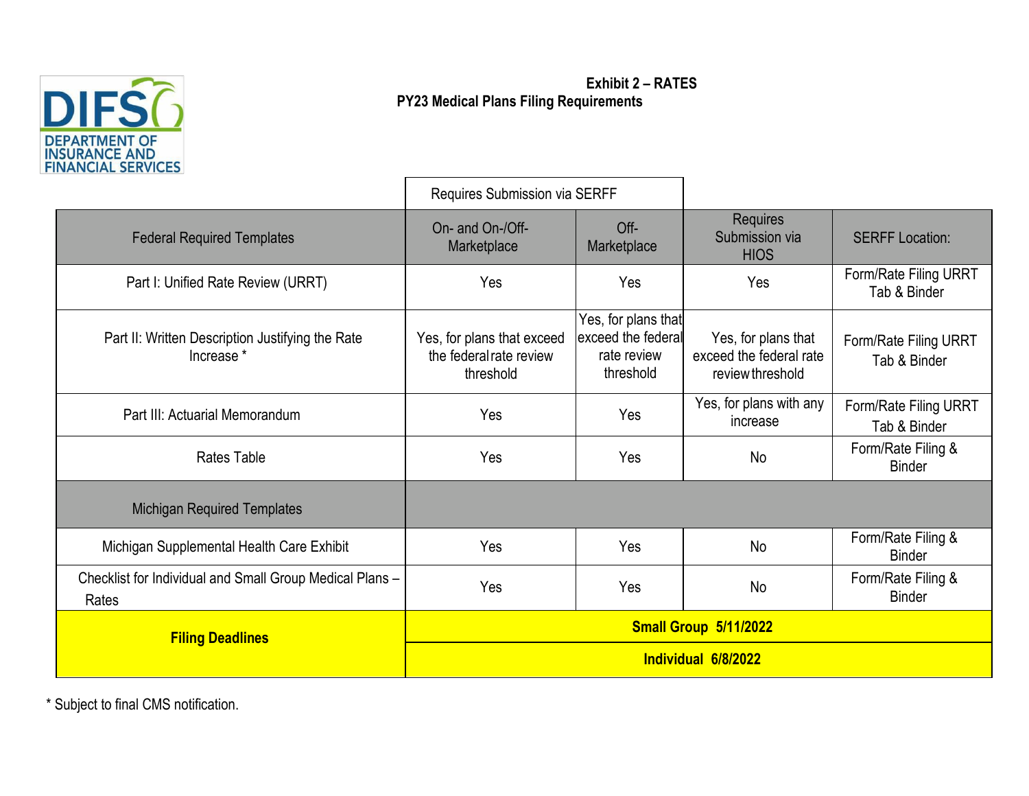DIFS DEPARTMENT OF INSURANCE AND FINANCIAL SERVICES

**Exhibit 2 – RATES**
**PY23 Medical Plans Filing Requirements**

| | Requires Submission via SERFF | | | |
|---|---|---|---|---|
| Federal Required Templates | On- and On-/Off-Marketplace | Off-Marketplace | Requires Submission via HIOS | SERFF Location: |
| Part I: Unified Rate Review (URRT) | Yes | Yes | Yes | Form/Rate Filing URRT Tab & Binder |
| Part II: Written Description Justifying the Rate Increase * | Yes, for plans that exceed the federal rate review threshold | Yes, for plans that exceed the federal rate review threshold | Yes, for plans that exceed the federal rate review threshold | Form/Rate Filing URRT Tab & Binder |
| Part III: Actuarial Memorandum | Yes | Yes | Yes, for plans with any increase | Form/Rate Filing URRT Tab & Binder |
| Rates Table | Yes | Yes | No | Form/Rate Filing & Binder |
| Michigan Required Templates | | | | |
| Michigan Supplemental Health Care Exhibit | Yes | Yes | No | Form/Rate Filing & Binder |
| Checklist for Individual and Small Group Medical Plans – Rates | Yes | Yes | No | Form/Rate Filing & Binder |
| **Filing Deadlines** | **Small Group 5/11/2022** | | | |
| | **Individual 6/8/2022** | | | |

* Subject to final CMS notification.